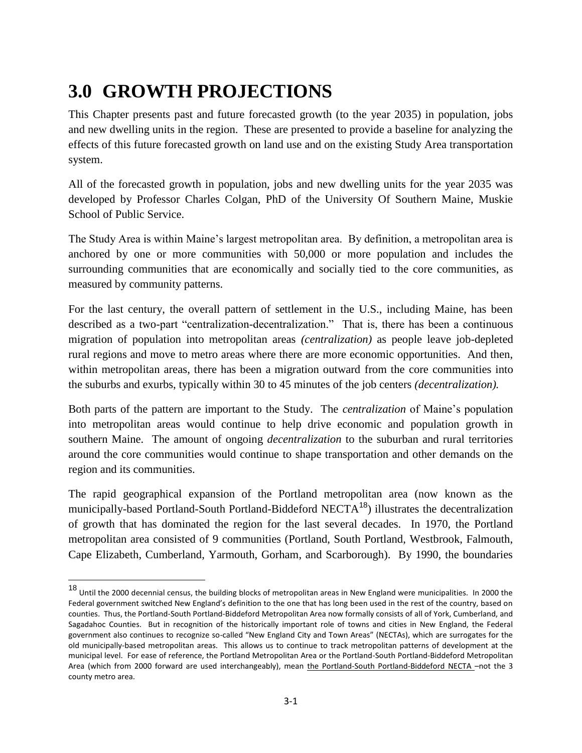# 3.0 GROWTH PROJECTIONS

This Chapter presents past and future forecasted growth (to the year 2035) in population, jobs and new dwelling units in the region. These are presented to provide a baseline for analyzing the effects of this future forecasted growth on land use and on the existing Study Area transportation system.

All of the forecasted growth in population, jobs and new dwelling units for the year 2035 was developed by Professor Charles Colgan, PhD of the University Of Southern Maine, Muskie School of Public Service.

The Study Area is within Maine's largest metropolitan area. By definition, a metropolitan area is anchored by one or more communities with 50,000 or more population and includes the surrounding communities that are economically and socially tied to the core communities, as measured by community patterns.

For the last century, the overall pattern of settlement in the U.S., including Maine, has been described as a two-part "centralization-decentralization." That is, there has been a continuous migration of population into metropolitan areas *(centralization)* as people leave job-depleted rural regions and move to metro areas where there are more economic opportunities. And then, within metropolitan areas, there has been a migration outward from the core communities into the suburbs and exurbs, typically within 30 to 45 minutes of the job centers *(decentralization).*

Both parts of the pattern are important to the Study. The *centralization* of Maine's population into metropolitan areas would continue to help drive economic and population growth in southern Maine. The amount of ongoing *decentralization* to the suburban and rural territories around the core communities would continue to shape transportation and other demands on the region and its communities.

The rapid geographical expansion of the Portland metropolitan area (now known as the municipally-based Portland-South Portland-Biddeford NECTA[18]) illustrates the decentralization of growth that has dominated the region for the last several decades. In 1970, the Portland metropolitan area consisted of 9 communities (Portland, South Portland, Westbrook, Falmouth, Cape Elizabeth, Cumberland, Yarmouth, Gorham, and Scarborough). By 1990, the boundaries

---

[18] Until the 2000 decennial census, the building blocks of metropolitan areas in New England were municipalities. In 2000 the Federal government switched New England's definition to the one that has long been used in the rest of the country, based on counties. Thus, the Portland-South Portland-Biddeford Metropolitan Area now formally consists of all of York, Cumberland, and Sagadahoc Counties. But in recognition of the historically important role of towns and cities in New England, the Federal government also continues to recognize so-called "New England City and Town Areas" (NECTAs), which are surrogates for the old municipally-based metropolitan areas. This allows us to continue to track metropolitan patterns of development at the municipal level. For ease of reference, the Portland Metropolitan Area or the Portland-South Portland-Biddeford Metropolitan Area (which from 2000 forward are used interchangeably), mean the Portland-South Portland-Biddeford NECTA –not the 3 county metro area.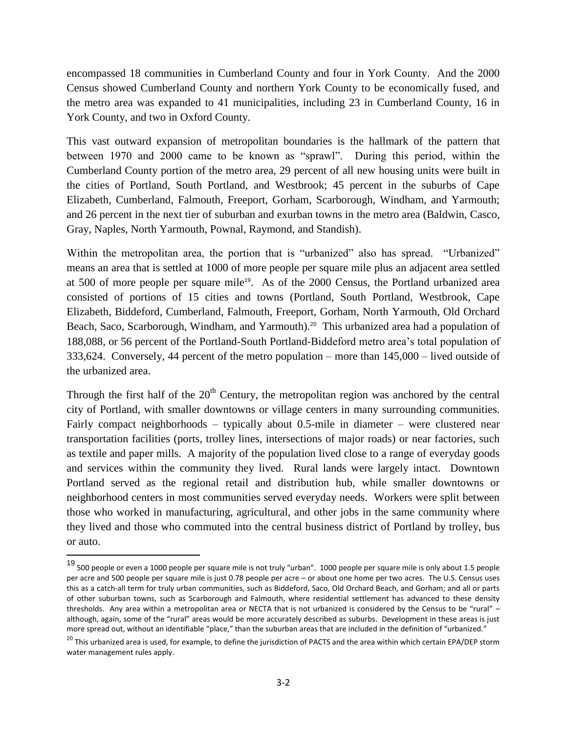encompassed 18 communities in Cumberland County and four in York County. And the 2000 Census showed Cumberland County and northern York County to be economically fused, and the metro area was expanded to 41 municipalities, including 23 in Cumberland County, 16 in York County, and two in Oxford County.

This vast outward expansion of metropolitan boundaries is the hallmark of the pattern that between 1970 and 2000 came to be known as "sprawl". During this period, within the Cumberland County portion of the metro area, 29 percent of all new housing units were built in the cities of Portland, South Portland, and Westbrook; 45 percent in the suburbs of Cape Elizabeth, Cumberland, Falmouth, Freeport, Gorham, Scarborough, Windham, and Yarmouth; and 26 percent in the next tier of suburban and exurban towns in the metro area (Baldwin, Casco, Gray, Naples, North Yarmouth, Pownal, Raymond, and Standish).

Within the metropolitan area, the portion that is "urbanized" also has spread. "Urbanized" means an area that is settled at 1000 of more people per square mile plus an adjacent area settled at 500 of more people per square mile[19]. As of the 2000 Census, the Portland urbanized area consisted of portions of 15 cities and towns (Portland, South Portland, Westbrook, Cape Elizabeth, Biddeford, Cumberland, Falmouth, Freeport, Gorham, North Yarmouth, Old Orchard Beach, Saco, Scarborough, Windham, and Yarmouth).[20] This urbanized area had a population of 188,088, or 56 percent of the Portland-South Portland-Biddeford metro area's total population of 333,624. Conversely, 44 percent of the metro population – more than 145,000 – lived outside of the urbanized area.

Through the first half of the 20th Century, the metropolitan region was anchored by the central city of Portland, with smaller downtowns or village centers in many surrounding communities. Fairly compact neighborhoods – typically about 0.5-mile in diameter – were clustered near transportation facilities (ports, trolley lines, intersections of major roads) or near factories, such as textile and paper mills. A majority of the population lived close to a range of everyday goods and services within the community they lived. Rural lands were largely intact. Downtown Portland served as the regional retail and distribution hub, while smaller downtowns or neighborhood centers in most communities served everyday needs. Workers were split between those who worked in manufacturing, agricultural, and other jobs in the same community where they lived and those who commuted into the central business district of Portland by trolley, bus or auto.

---

[19] 500 people or even a 1000 people per square mile is not truly "urban". 1000 people per square mile is only about 1.5 people per acre and 500 people per square mile is just 0.78 people per acre – or about one home per two acres. The U.S. Census uses this as a catch-all term for truly urban communities, such as Biddeford, Saco, Old Orchard Beach, and Gorham; and all or parts of other suburban towns, such as Scarborough and Falmouth, where residential settlement has advanced to these density thresholds. Any area within a metropolitan area or NECTA that is not urbanized is considered by the Census to be "rural" – although, again, some of the "rural" areas would be more accurately described as suburbs. Development in these areas is just more spread out, without an identifiable "place," than the suburban areas that are included in the definition of "urbanized."

[20] This urbanized area is used, for example, to define the jurisdiction of PACTS and the area within which certain EPA/DEP storm water management rules apply.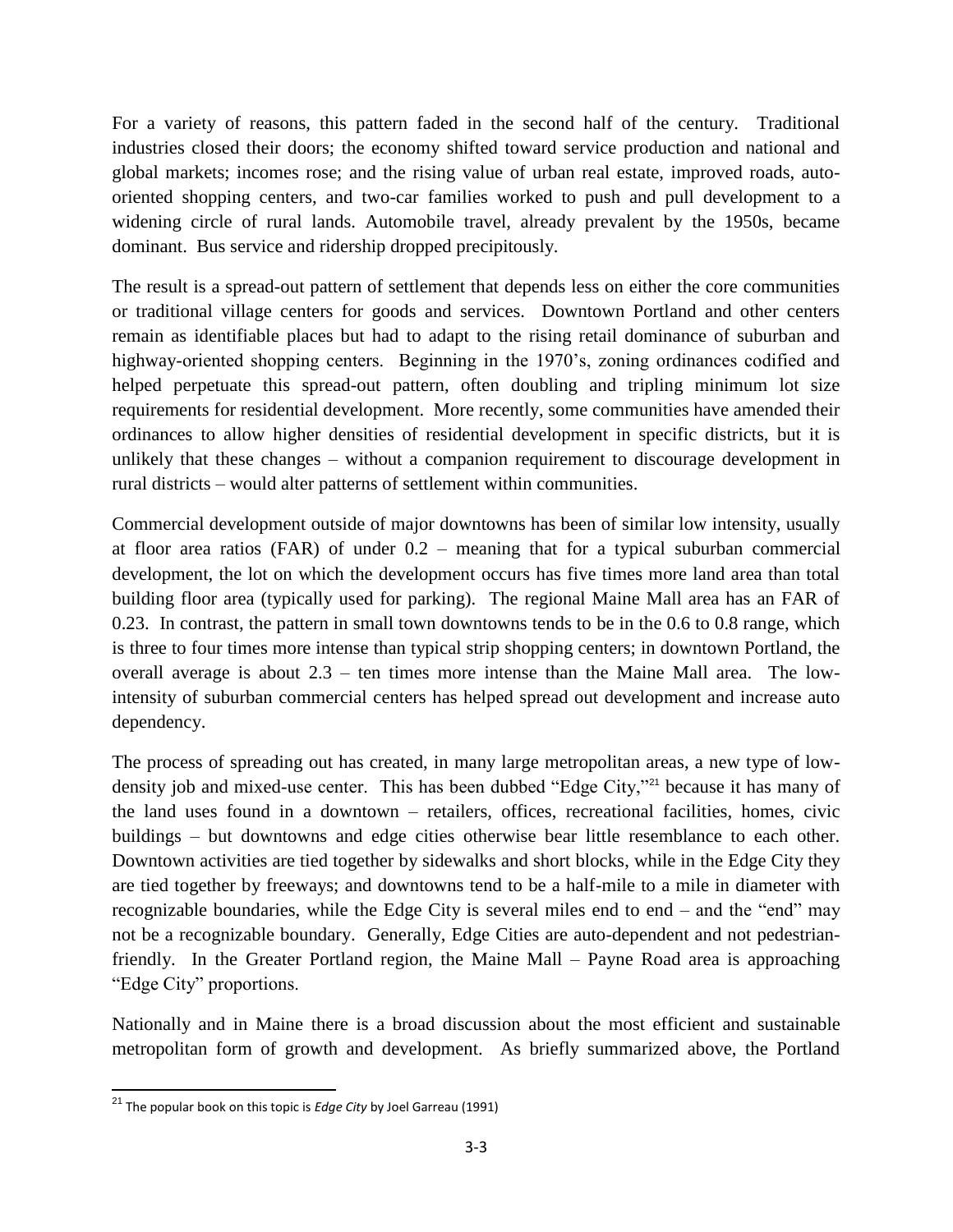For a variety of reasons, this pattern faded in the second half of the century. Traditional industries closed their doors; the economy shifted toward service production and national and global markets; incomes rose; and the rising value of urban real estate, improved roads, auto-oriented shopping centers, and two-car families worked to push and pull development to a widening circle of rural lands. Automobile travel, already prevalent by the 1950s, became dominant. Bus service and ridership dropped precipitously.

The result is a spread-out pattern of settlement that depends less on either the core communities or traditional village centers for goods and services. Downtown Portland and other centers remain as identifiable places but had to adapt to the rising retail dominance of suburban and highway-oriented shopping centers. Beginning in the 1970's, zoning ordinances codified and helped perpetuate this spread-out pattern, often doubling and tripling minimum lot size requirements for residential development. More recently, some communities have amended their ordinances to allow higher densities of residential development in specific districts, but it is unlikely that these changes – without a companion requirement to discourage development in rural districts – would alter patterns of settlement within communities.

Commercial development outside of major downtowns has been of similar low intensity, usually at floor area ratios (FAR) of under 0.2 – meaning that for a typical suburban commercial development, the lot on which the development occurs has five times more land area than total building floor area (typically used for parking). The regional Maine Mall area has an FAR of 0.23. In contrast, the pattern in small town downtowns tends to be in the 0.6 to 0.8 range, which is three to four times more intense than typical strip shopping centers; in downtown Portland, the overall average is about 2.3 – ten times more intense than the Maine Mall area. The low-intensity of suburban commercial centers has helped spread out development and increase auto dependency.

The process of spreading out has created, in many large metropolitan areas, a new type of low-density job and mixed-use center. This has been dubbed "Edge City,"[21] because it has many of the land uses found in a downtown – retailers, offices, recreational facilities, homes, civic buildings – but downtowns and edge cities otherwise bear little resemblance to each other. Downtown activities are tied together by sidewalks and short blocks, while in the Edge City they are tied together by freeways; and downtowns tend to be a half-mile to a mile in diameter with recognizable boundaries, while the Edge City is several miles end to end – and the "end" may not be a recognizable boundary. Generally, Edge Cities are auto-dependent and not pedestrian-friendly. In the Greater Portland region, the Maine Mall – Payne Road area is approaching "Edge City" proportions.

Nationally and in Maine there is a broad discussion about the most efficient and sustainable metropolitan form of growth and development. As briefly summarized above, the Portland

---

[21] The popular book on this topic is *Edge City* by Joel Garreau (1991)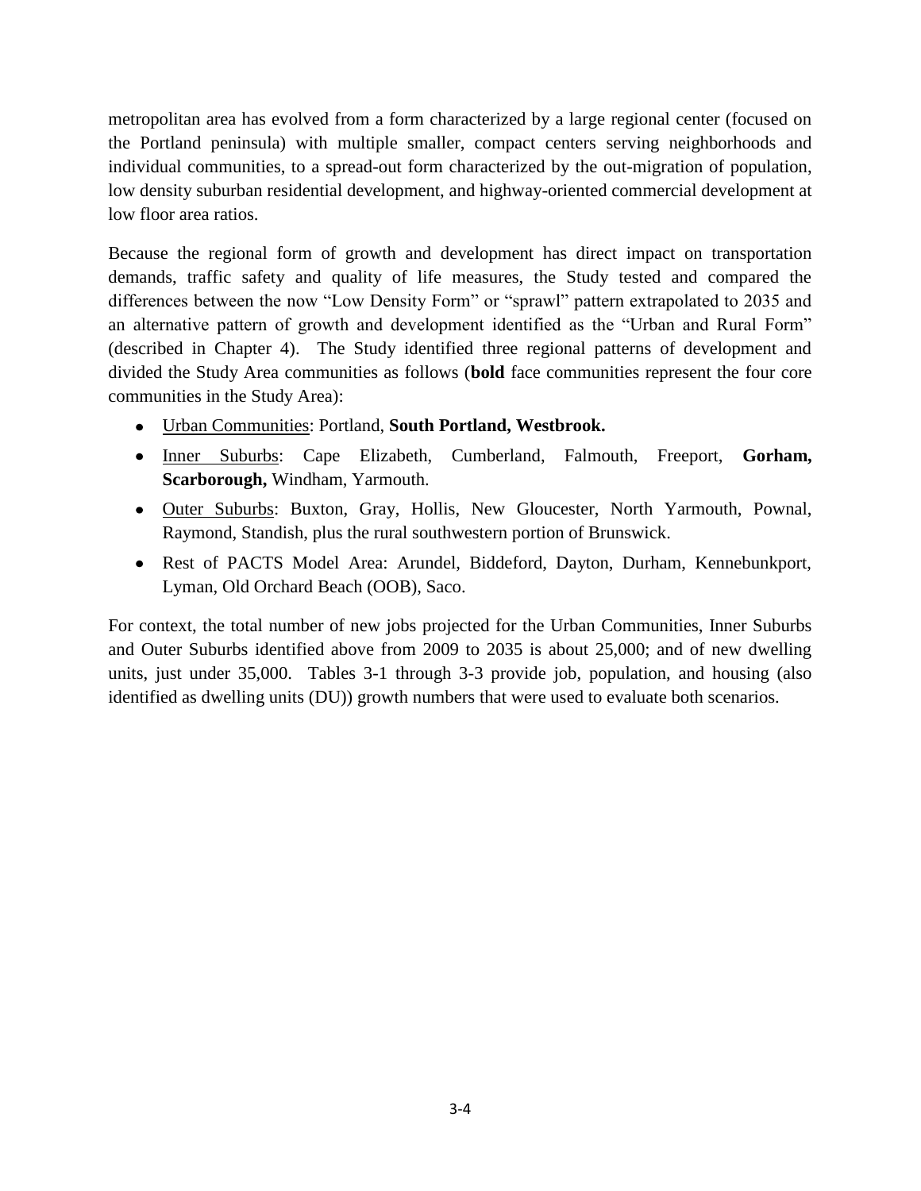metropolitan area has evolved from a form characterized by a large regional center (focused on the Portland peninsula) with multiple smaller, compact centers serving neighborhoods and individual communities, to a spread-out form characterized by the out-migration of population, low density suburban residential development, and highway-oriented commercial development at low floor area ratios.

Because the regional form of growth and development has direct impact on transportation demands, traffic safety and quality of life measures, the Study tested and compared the differences between the now "Low Density Form" or "sprawl" pattern extrapolated to 2035 and an alternative pattern of growth and development identified as the "Urban and Rural Form" (described in Chapter 4). The Study identified three regional patterns of development and divided the Study Area communities as follows (**bold** face communities represent the four core communities in the Study Area):

- <u>Urban Communities</u>: Portland, **South Portland, Westbrook.**
- <u>Inner Suburbs</u>: Cape Elizabeth, Cumberland, Falmouth, Freeport, **Gorham, Scarborough,** Windham, Yarmouth.
- <u>Outer Suburbs</u>: Buxton, Gray, Hollis, New Gloucester, North Yarmouth, Pownal, Raymond, Standish, plus the rural southwestern portion of Brunswick.
- Rest of PACTS Model Area: Arundel, Biddeford, Dayton, Durham, Kennebunkport, Lyman, Old Orchard Beach (OOB), Saco.

For context, the total number of new jobs projected for the Urban Communities, Inner Suburbs and Outer Suburbs identified above from 2009 to 2035 is about 25,000; and of new dwelling units, just under 35,000. Tables 3-1 through 3-3 provide job, population, and housing (also identified as dwelling units (DU)) growth numbers that were used to evaluate both scenarios.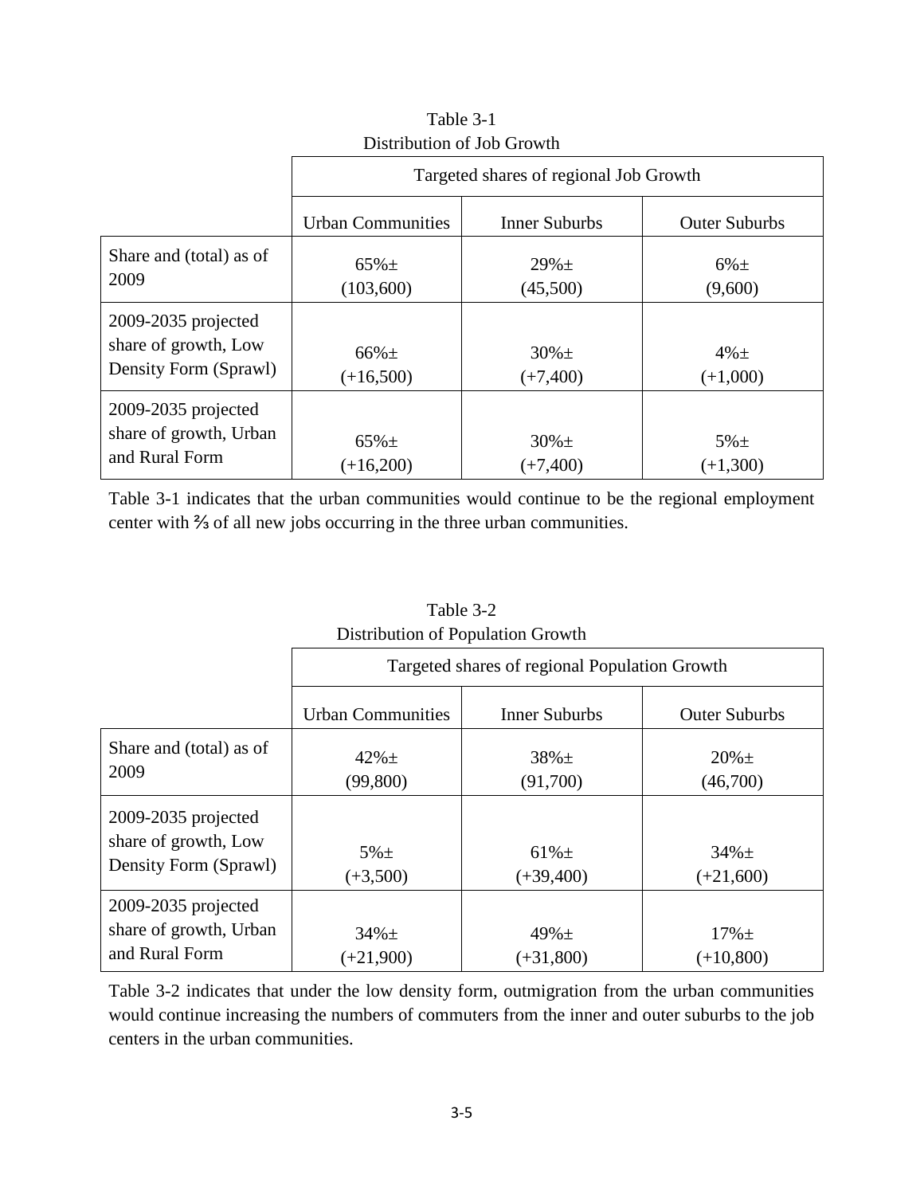Table 3-1
Distribution of Job Growth

| | Targeted shares of regional Job Growth | | |
|---|---|---|---|
| | Urban Communities | Inner Suburbs | Outer Suburbs |
| Share and (total) as of 2009 | 65%± (103,600) | 29%± (45,500) | 6%± (9,600) |
| 2009-2035 projected share of growth, Low Density Form (Sprawl) | 66%± (+16,500) | 30%± (+7,400) | 4%± (+1,000) |
| 2009-2035 projected share of growth, Urban and Rural Form | 65%± (+16,200) | 30%± (+7,400) | 5%± (+1,300) |

Table 3-1 indicates that the urban communities would continue to be the regional employment center with ⅔ of all new jobs occurring in the three urban communities.

Table 3-2
Distribution of Population Growth

| | Targeted shares of regional Population Growth | | |
|---|---|---|---|
| | Urban Communities | Inner Suburbs | Outer Suburbs |
| Share and (total) as of 2009 | 42%± (99,800) | 38%± (91,700) | 20%± (46,700) |
| 2009-2035 projected share of growth, Low Density Form (Sprawl) | 5%± (+3,500) | 61%± (+39,400) | 34%± (+21,600) |
| 2009-2035 projected share of growth, Urban and Rural Form | 34%± (+21,900) | 49%± (+31,800) | 17%± (+10,800) |

Table 3-2 indicates that under the low density form, outmigration from the urban communities would continue increasing the numbers of commuters from the inner and outer suburbs to the job centers in the urban communities.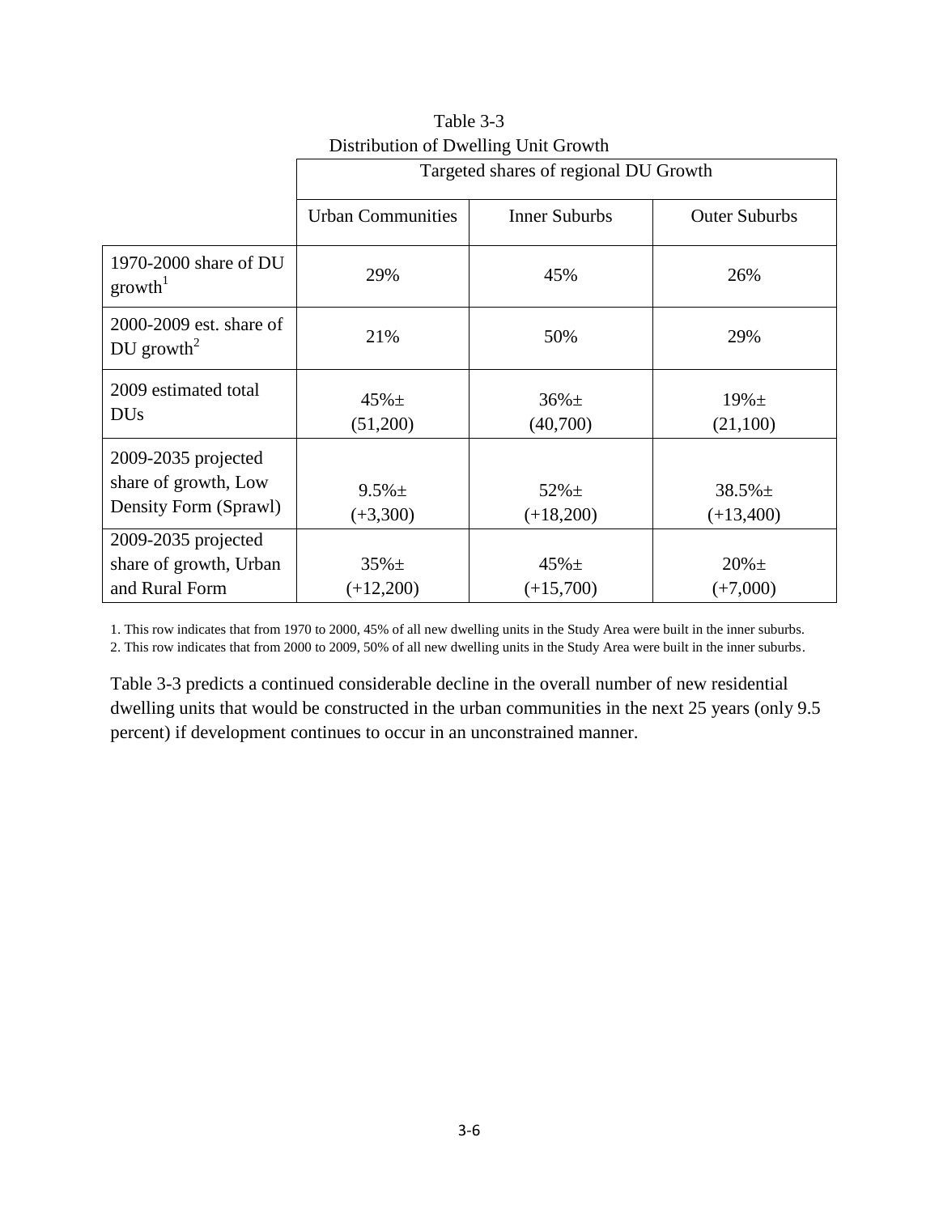Table 3-3
Distribution of Dwelling Unit Growth

| | Targeted shares of regional DU Growth | | |
|---|---|---|---|
| | Urban Communities | Inner Suburbs | Outer Suburbs |
| 1970-2000 share of DU growth[1] | 29% | 45% | 26% |
| 2000-2009 est. share of DU growth[2] | 21% | 50% | 29% |
| 2009 estimated total DUs | 45%± (51,200) | 36%± (40,700) | 19%± (21,100) |
| 2009-2035 projected share of growth, Low Density Form (Sprawl) | 9.5%± (+3,300) | 52%± (+18,200) | 38.5%± (+13,400) |
| 2009-2035 projected share of growth, Urban and Rural Form | 35%± (+12,200) | 45%± (+15,700) | 20%± (+7,000) |

1. This row indicates that from 1970 to 2000, 45% of all new dwelling units in the Study Area were built in the inner suburbs.
2. This row indicates that from 2000 to 2009, 50% of all new dwelling units in the Study Area were built in the inner suburbs.

Table 3-3 predicts a continued considerable decline in the overall number of new residential dwelling units that would be constructed in the urban communities in the next 25 years (only 9.5 percent) if development continues to occur in an unconstrained manner.